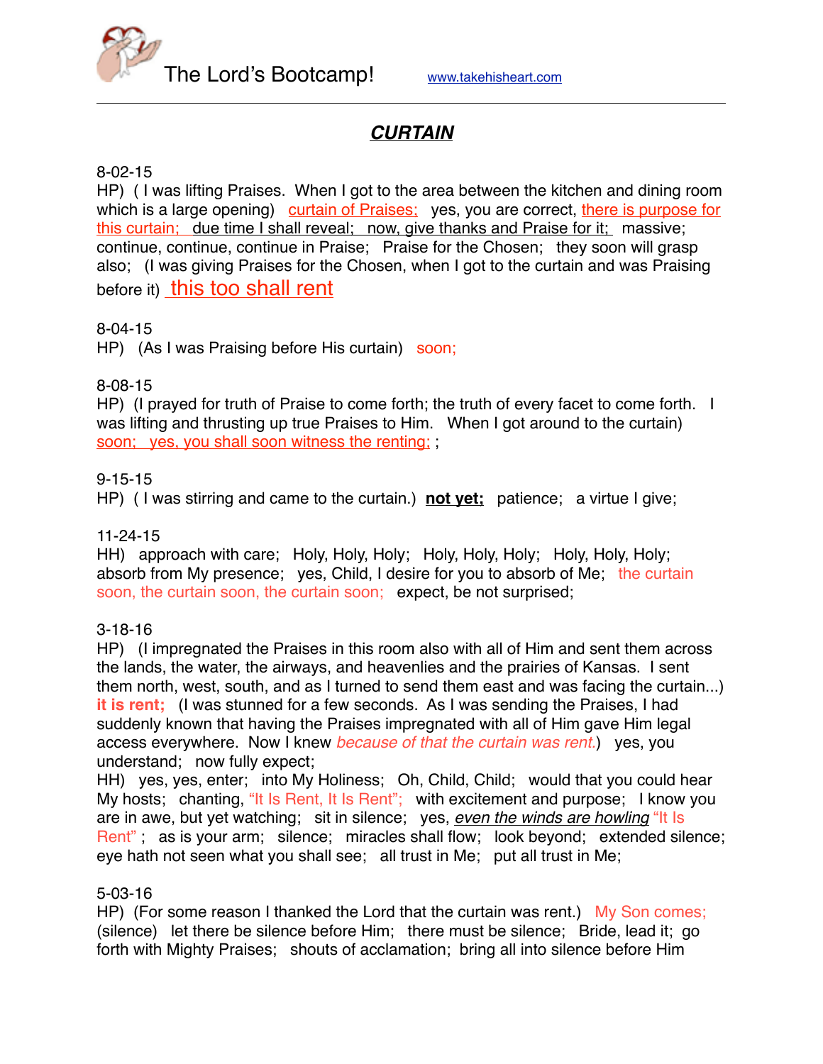The Lord's Bootcamp! www.takehisheart.com

# *CURTAIN*

8-02-15
HP) ( I was lifting Praises. When I got to the area between the kitchen and dining room which is a large opening) curtain of Praises; yes, you are correct, there is purpose for this curtain; due time I shall reveal; now, give thanks and Praise for it; massive; continue, continue, continue in Praise; Praise for the Chosen; they soon will grasp also; (I was giving Praises for the Chosen, when I got to the curtain and was Praising before it) this too shall rent

8-04-15
HP) (As I was Praising before His curtain) soon;

8-08-15
HP) (I prayed for truth of Praise to come forth; the truth of every facet to come forth. I was lifting and thrusting up true Praises to Him. When I got around to the curtain) soon; yes, you shall soon witness the renting; ;

9-15-15
HP) ( I was stirring and came to the curtain.) **not yet;** patience; a virtue I give;

11-24-15
HH) approach with care; Holy, Holy, Holy; Holy, Holy, Holy; Holy, Holy, Holy; absorb from My presence; yes, Child, I desire for you to absorb of Me; the curtain soon, the curtain soon, the curtain soon; expect, be not surprised;

3-18-16
HP) (I impregnated the Praises in this room also with all of Him and sent them across the lands, the water, the airways, and heavenlies and the prairies of Kansas. I sent them north, west, south, and as I turned to send them east and was facing the curtain...) **it is rent;** (I was stunned for a few seconds. As I was sending the Praises, I had suddenly known that having the Praises impregnated with all of Him gave Him legal access everywhere. Now I knew *because of that the curtain was rent.*) yes, you understand; now fully expect;
HH) yes, yes, enter; into My Holiness; Oh, Child, Child; would that you could hear My hosts; chanting, "It Is Rent, It Is Rent"; with excitement and purpose; I know you are in awe, but yet watching; sit in silence; yes, *even the winds are howling* "It Is Rent" ; as is your arm; silence; miracles shall flow; look beyond; extended silence; eye hath not seen what you shall see; all trust in Me; put all trust in Me;

5-03-16
HP) (For some reason I thanked the Lord that the curtain was rent.) My Son comes; (silence) let there be silence before Him; there must be silence; Bride, lead it; go forth with Mighty Praises; shouts of acclamation; bring all into silence before Him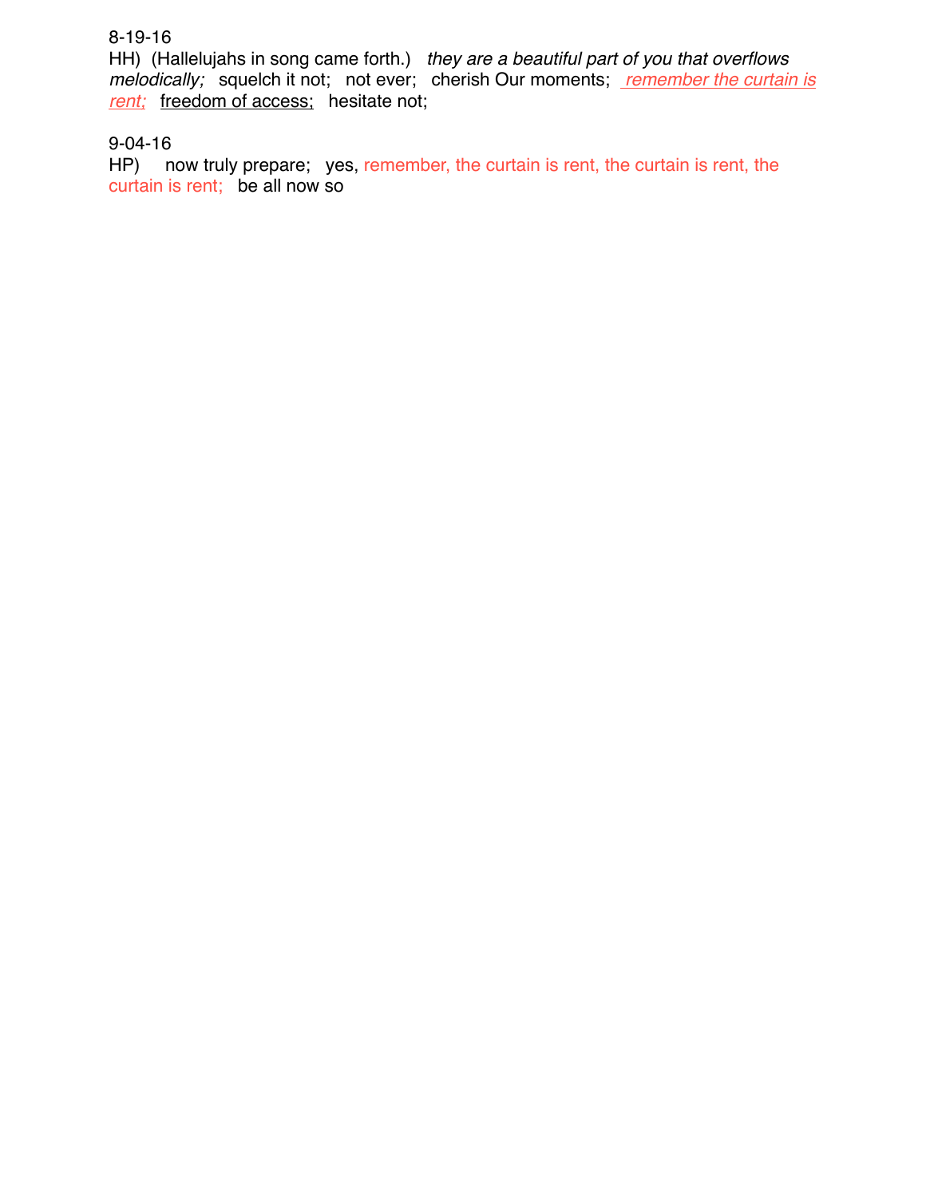8-19-16

HH) (Hallelujahs in song came forth.) *they are a beautiful part of you that overflows melodically;* squelch it not; not ever; cherish Our moments; *remember the curtain is rent;* freedom of access; hesitate not;

9-04-16

HP) now truly prepare; yes, remember, the curtain is rent, the curtain is rent, the curtain is rent; be all now so